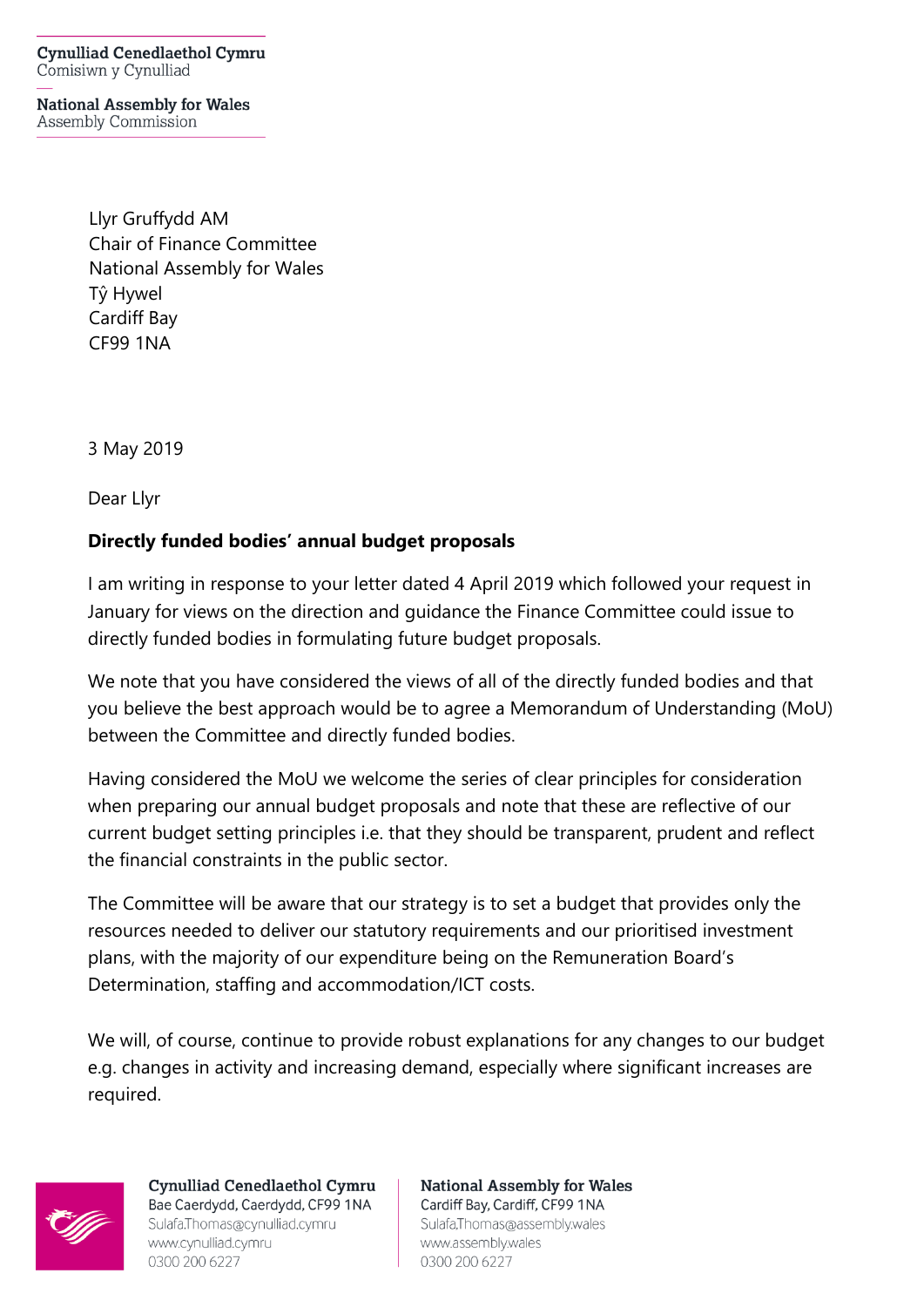**Cynulliad Cenedlaethol Cymru**
Comisiwn y Cynulliad

**National Assembly for Wales**
Assembly Commission

Llyr Gruffydd AM
Chair of Finance Committee
National Assembly for Wales
Tŷ Hywel
Cardiff Bay
CF99 1NA

3 May 2019

Dear Llyr

**Directly funded bodies' annual budget proposals**

I am writing in response to your letter dated 4 April 2019 which followed your request in January for views on the direction and guidance the Finance Committee could issue to directly funded bodies in formulating future budget proposals.

We note that you have considered the views of all of the directly funded bodies and that you believe the best approach would be to agree a Memorandum of Understanding (MoU) between the Committee and directly funded bodies.

Having considered the MoU we welcome the series of clear principles for consideration when preparing our annual budget proposals and note that these are reflective of our current budget setting principles i.e. that they should be transparent, prudent and reflect the financial constraints in the public sector.

The Committee will be aware that our strategy is to set a budget that provides only the resources needed to deliver our statutory requirements and our prioritised investment plans, with the majority of our expenditure being on the Remuneration Board's Determination, staffing and accommodation/ICT costs.

We will, of course, continue to provide robust explanations for any changes to our budget e.g. changes in activity and increasing demand, especially where significant increases are required.

**Cynulliad Cenedlaethol Cymru**
Bae Caerdydd, Caerdydd, CF99 1NA
Sulafa.Thomas@cynulliad.cymru
www.cynulliad.cymru
0300 200 6227

**National Assembly for Wales**
Cardiff Bay, Cardiff, CF99 1NA
Sulafa.Thomas@assembly.wales
www.assembly.wales
0300 200 6227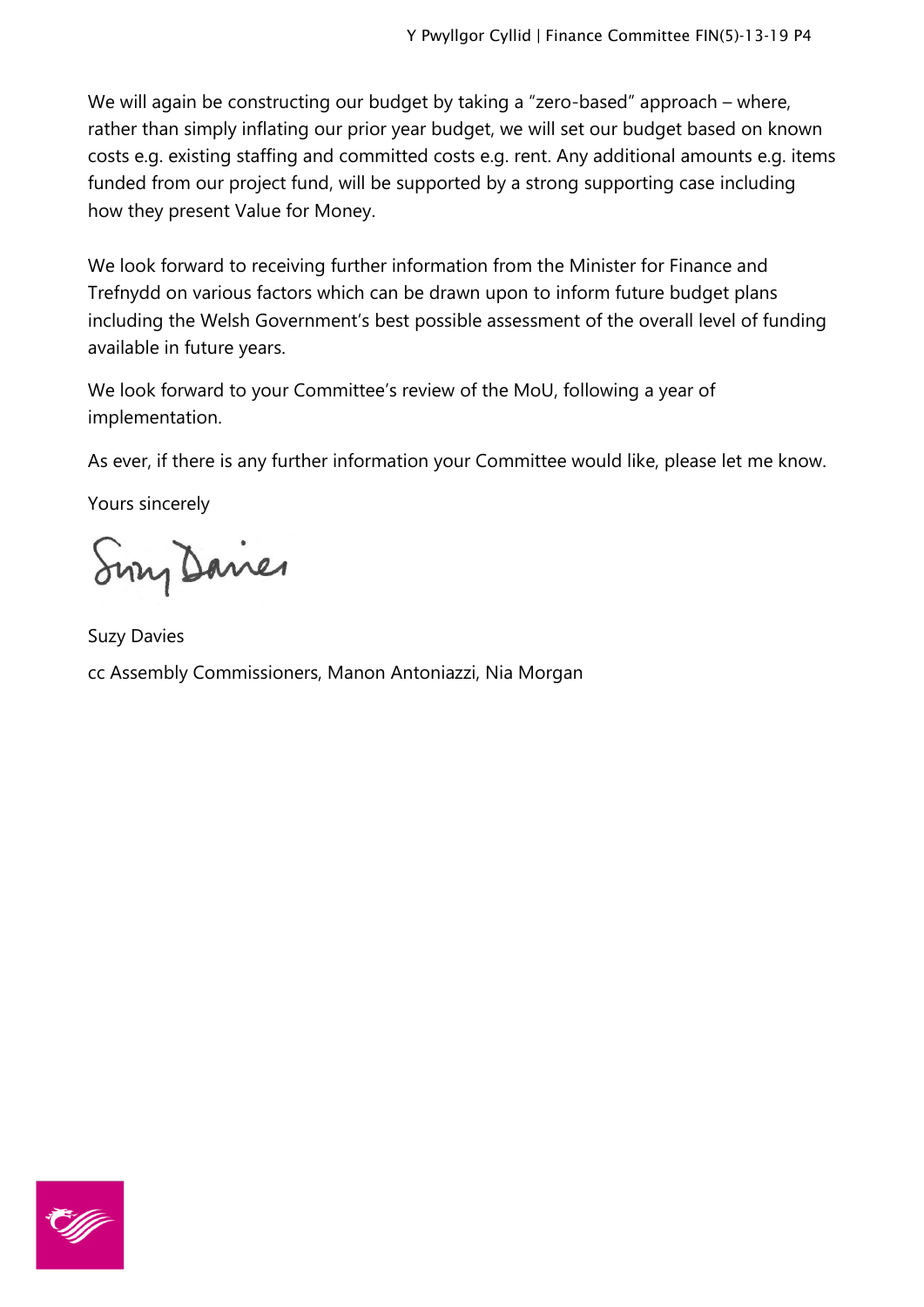We will again be constructing our budget by taking a "zero-based" approach – where, rather than simply inflating our prior year budget, we will set our budget based on known costs e.g. existing staffing and committed costs e.g. rent. Any additional amounts e.g. items funded from our project fund, will be supported by a strong supporting case including how they present Value for Money.

We look forward to receiving further information from the Minister for Finance and Trefnydd on various factors which can be drawn upon to inform future budget plans including the Welsh Government's best possible assessment of the overall level of funding available in future years.

We look forward to your Committee's review of the MoU, following a year of implementation.

As ever, if there is any further information your Committee would like, please let me know.

Yours sincerely

Suzy Davies

cc Assembly Commissioners, Manon Antoniazzi, Nia Morgan